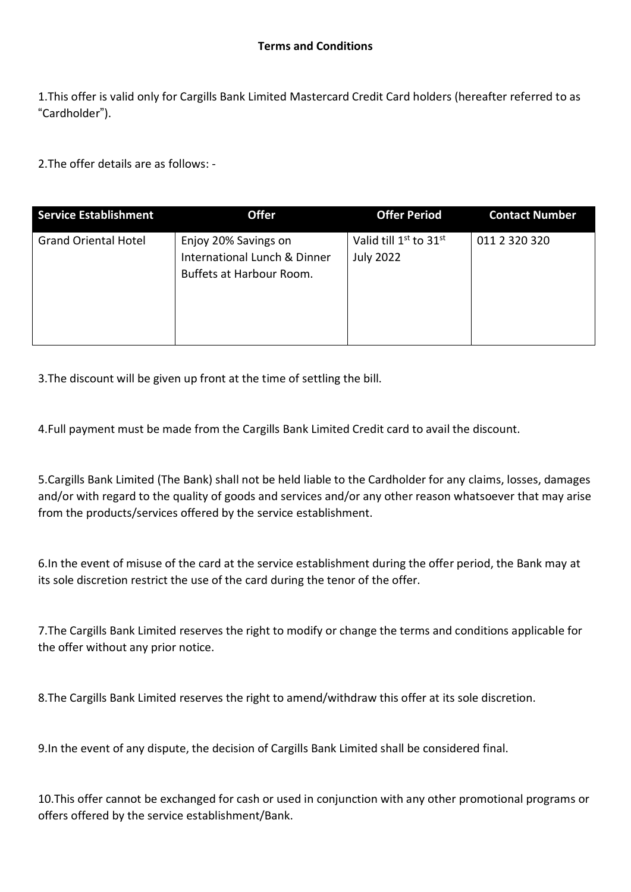**Terms and Conditions**

1.This offer is valid only for Cargills Bank Limited Mastercard Credit Card holders (hereafter referred to as "Cardholder").

2.The offer details are as follows: -

| Service Establishment | Offer | Offer Period | Contact Number |
|---|---|---|---|
| Grand Oriental Hotel | Enjoy 20% Savings on International Lunch & Dinner Buffets at Harbour Room. | Valid till 1st to 31st July 2022 | 011 2 320 320 |

3.The discount will be given up front at the time of settling the bill.

4.Full payment must be made from the Cargills Bank Limited Credit card to avail the discount.

5.Cargills Bank Limited (The Bank) shall not be held liable to the Cardholder for any claims, losses, damages and/or with regard to the quality of goods and services and/or any other reason whatsoever that may arise from the products/services offered by the service establishment.

6.In the event of misuse of the card at the service establishment during the offer period, the Bank may at its sole discretion restrict the use of the card during the tenor of the offer.

7.The Cargills Bank Limited reserves the right to modify or change the terms and conditions applicable for the offer without any prior notice.

8.The Cargills Bank Limited reserves the right to amend/withdraw this offer at its sole discretion.

9.In the event of any dispute, the decision of Cargills Bank Limited shall be considered final.

10.This offer cannot be exchanged for cash or used in conjunction with any other promotional programs or offers offered by the service establishment/Bank.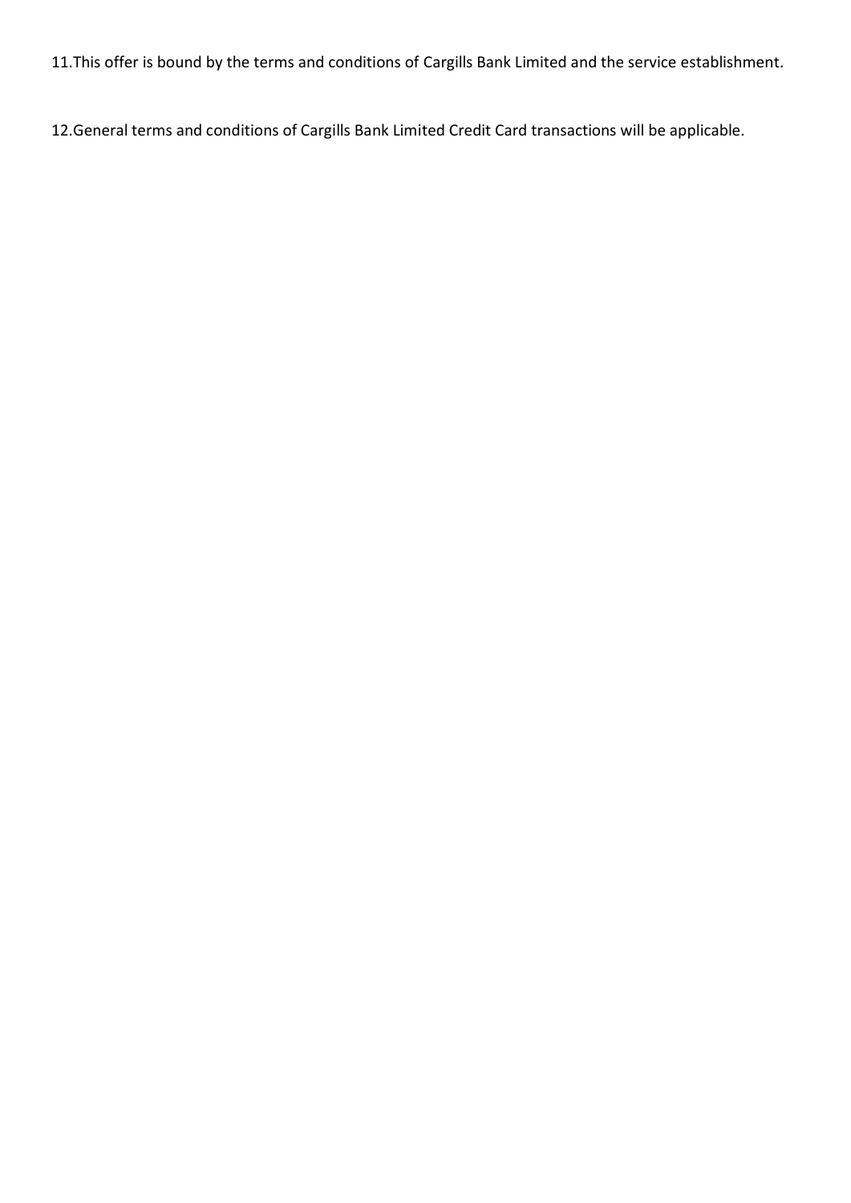11.This offer is bound by the terms and conditions of Cargills Bank Limited and the service establishment.

12.General terms and conditions of Cargills Bank Limited Credit Card transactions will be applicable.